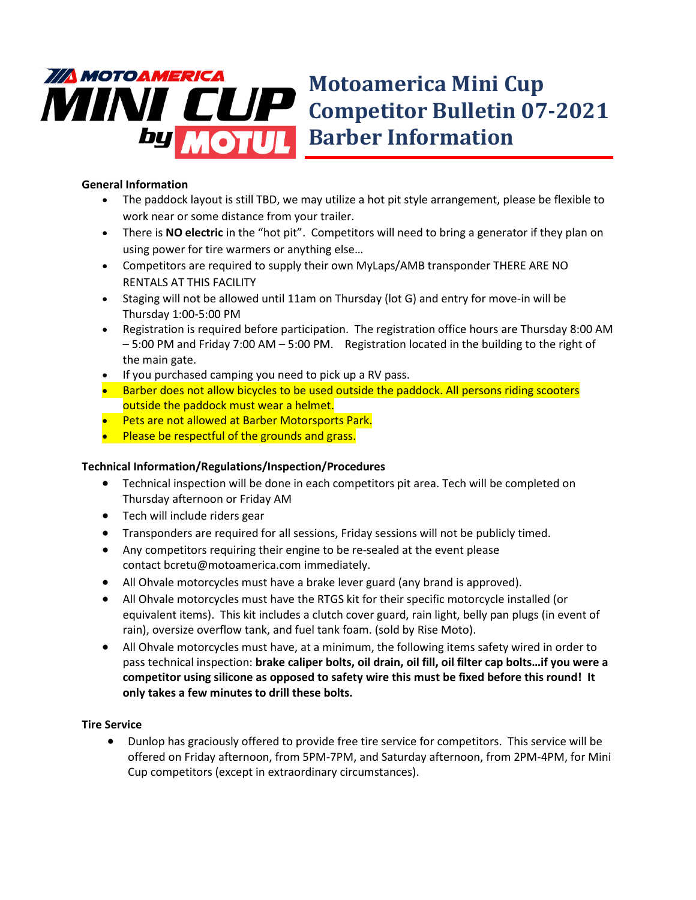# Motoamerica Mini Cup Competitor Bulletin 07-2021 Barber Information

**General Information**

- The paddock layout is still TBD, we may utilize a hot pit style arrangement, please be flexible to work near or some distance from your trailer.
- There is **NO electric** in the "hot pit". Competitors will need to bring a generator if they plan on using power for tire warmers or anything else…
- Competitors are required to supply their own MyLaps/AMB transponder THERE ARE NO RENTALS AT THIS FACILITY
- Staging will not be allowed until 11am on Thursday (lot G) and entry for move-in will be Thursday 1:00-5:00 PM
- Registration is required before participation. The registration office hours are Thursday 8:00 AM – 5:00 PM and Friday 7:00 AM – 5:00 PM. Registration located in the building to the right of the main gate.
- If you purchased camping you need to pick up a RV pass.
- Barber does not allow bicycles to be used outside the paddock. All persons riding scooters outside the paddock must wear a helmet.
- Pets are not allowed at Barber Motorsports Park.
- Please be respectful of the grounds and grass.

**Technical Information/Regulations/Inspection/Procedures**

- Technical inspection will be done in each competitors pit area. Tech will be completed on Thursday afternoon or Friday AM
- Tech will include riders gear
- Transponders are required for all sessions, Friday sessions will not be publicly timed.
- Any competitors requiring their engine to be re-sealed at the event please contact bcretu@motoamerica.com immediately.
- All Ohvale motorcycles must have a brake lever guard (any brand is approved).
- All Ohvale motorcycles must have the RTGS kit for their specific motorcycle installed (or equivalent items). This kit includes a clutch cover guard, rain light, belly pan plugs (in event of rain), oversize overflow tank, and fuel tank foam. (sold by Rise Moto).
- All Ohvale motorcycles must have, at a minimum, the following items safety wired in order to pass technical inspection: **brake caliper bolts, oil drain, oil fill, oil filter cap bolts…if you were a competitor using silicone as opposed to safety wire this must be fixed before this round! It only takes a few minutes to drill these bolts.**

**Tire Service**

- Dunlop has graciously offered to provide free tire service for competitors. This service will be offered on Friday afternoon, from 5PM-7PM, and Saturday afternoon, from 2PM-4PM, for Mini Cup competitors (except in extraordinary circumstances).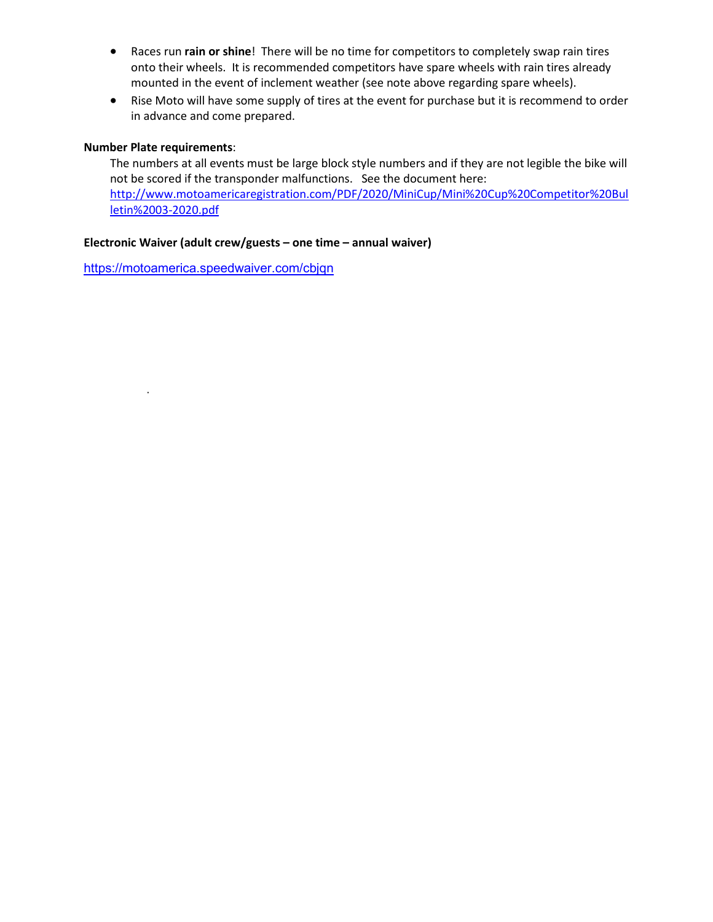- Races run **rain or shine**! There will be no time for competitors to completely swap rain tires onto their wheels. It is recommended competitors have spare wheels with rain tires already mounted in the event of inclement weather (see note above regarding spare wheels).
- Rise Moto will have some supply of tires at the event for purchase but it is recommend to order in advance and come prepared.

**Number Plate requirements**:

The numbers at all events must be large block style numbers and if they are not legible the bike will not be scored if the transponder malfunctions. See the document here: http://www.motoamericaregistration.com/PDF/2020/MiniCup/Mini%20Cup%20Competitor%20Bulletin%2003-2020.pdf

**Electronic Waiver (adult crew/guests – one time – annual waiver)**

https://motoamerica.speedwaiver.com/cbjqn